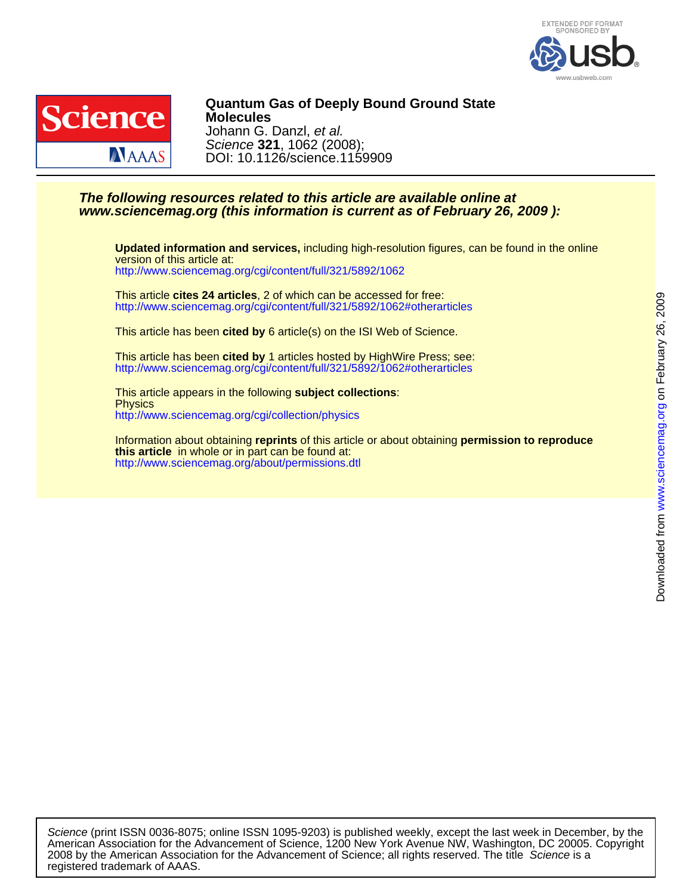**Quantum Gas of Deeply Bound Ground State Molecules**

Johann G. Danzl, *et al.*

*Science* **321**, 1062 (2008);

DOI: 10.1126/science.1159909

***The following resources related to this article are available online at www.sciencemag.org (this information is current as of February 26, 2009 ):***

**Updated information and services,** including high-resolution figures, can be found in the online version of this article at:
http://www.sciencemag.org/cgi/content/full/321/5892/1062

This article **cites 24 articles**, 2 of which can be accessed for free:
http://www.sciencemag.org/cgi/content/full/321/5892/1062#otherarticles

This article has been **cited by** 6 article(s) on the ISI Web of Science.

This article has been **cited by** 1 articles hosted by HighWire Press; see:
http://www.sciencemag.org/cgi/content/full/321/5892/1062#otherarticles

This article appears in the following **subject collections**:
Physics
http://www.sciencemag.org/cgi/collection/physics

Information about obtaining **reprints** of this article or about obtaining **permission to reproduce this article** in whole or in part can be found at:
http://www.sciencemag.org/about/permissions.dtl

*Science* (print ISSN 0036-8075; online ISSN 1095-9203) is published weekly, except the last week in December, by the American Association for the Advancement of Science, 1200 New York Avenue NW, Washington, DC 20005. Copyright 2008 by the American Association for the Advancement of Science; all rights reserved. The title *Science* is a registered trademark of AAAS.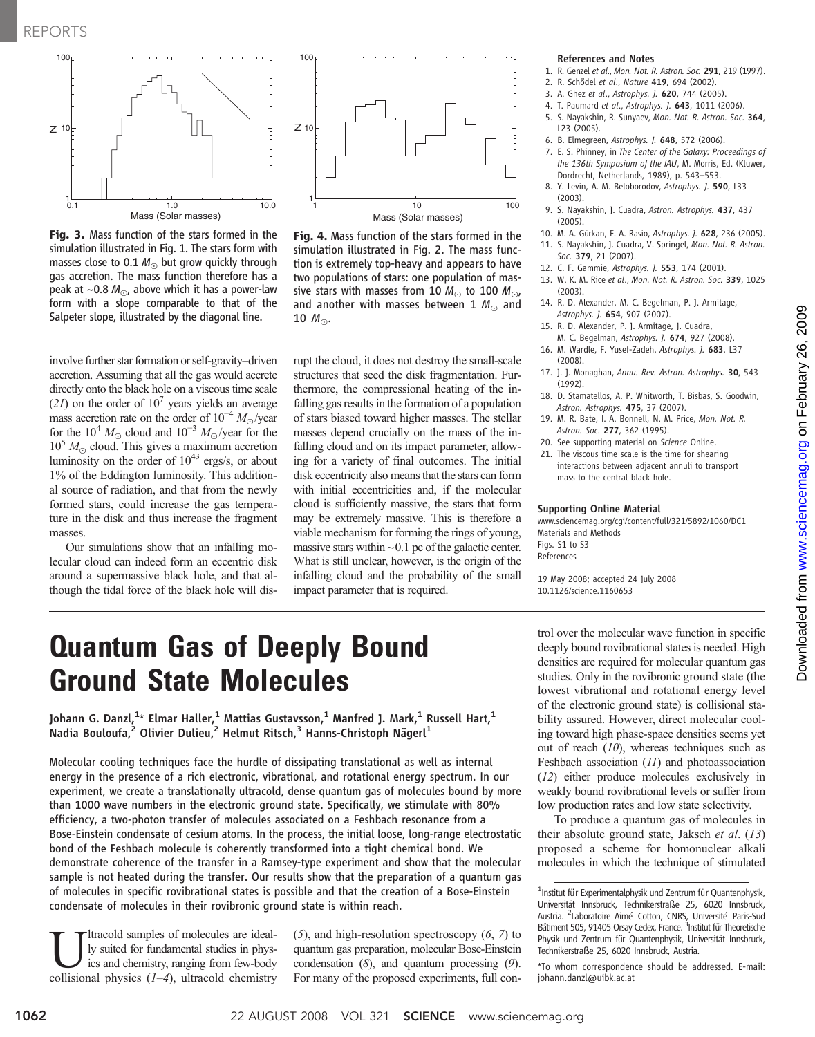**Fig. 3.** Mass function of the stars formed in the simulation illustrated in Fig. 1. The stars form with masses close to 0.1 $M_\odot$ but grow quickly through gas accretion. The mass function therefore has a peak at ~0.8 $M_\odot$, above which it has a power-law form with a slope comparable to that of the Salpeter slope, illustrated by the diagonal line.

**Fig. 4.** Mass function of the stars formed in the simulation illustrated in Fig. 2. The mass function is extremely top-heavy and appears to have two populations of stars: one population of massive stars with masses from 10 $M_\odot$ to 100 $M_\odot$, and another with masses between 1 $M_\odot$ and 10 $M_\odot$.

involve further star formation or self-gravity–driven accretion. Assuming that all the gas would accrete directly onto the black hole on a viscous time scale (*21*) on the order of $10^7$ years yields an average mass accretion rate on the order of $10^{-4}$ $M_\odot$/year for the $10^4$ $M_\odot$ cloud and $10^{-3}$ $M_\odot$/year for the $10^5$ $M_\odot$ cloud. This gives a maximum accretion luminosity on the order of $10^{43}$ ergs/s, or about 1% of the Eddington luminosity. This additional source of radiation, and that from the newly formed stars, could increase the gas temperature in the disk and thus increase the fragment masses.

Our simulations show that an infalling molecular cloud can indeed form an eccentric disk around a supermassive black hole, and that although the tidal force of the black hole will disrupt the cloud, it does not destroy the small-scale structures that seed the disk fragmentation. Furthermore, the compressional heating of the infalling gas results in the formation of a population of stars biased toward higher masses. The stellar masses depend crucially on the mass of the infalling cloud and on its impact parameter, allowing for a variety of final outcomes. The initial disk eccentricity also means that the stars can form with initial eccentricities and, if the molecular cloud is sufficiently massive, the stars that form may be extremely massive. This is therefore a viable mechanism for forming the rings of young, massive stars within ~0.1 pc of the galactic center. What is still unclear, however, is the origin of the infalling cloud and the probability of the small impact parameter that is required.

### References and Notes

1. R. Genzel *et al.*, *Mon. Not. R. Astron. Soc.* **291**, 219 (1997).
2. R. Schödel *et al.*, *Nature* **419**, 694 (2002).
3. A. Ghez *et al.*, *Astrophys. J.* **620**, 744 (2005).
4. T. Paumard *et al.*, *Astrophys. J.* **643**, 1011 (2006).
5. S. Nayakshin, R. Sunyaev, *Mon. Not. R. Astron. Soc.* **364**, L23 (2005).
6. B. Elmegreen, *Astrophys. J.* **648**, 572 (2006).
7. E. S. Phinney, in *The Center of the Galaxy: Proceedings of the 136th Symposium of the IAU*, M. Morris, Ed. (Kluwer, Dordrecht, Netherlands, 1989), p. 543–553.
8. Y. Levin, A. M. Beloborodov, *Astrophys. J.* **590**, L33 (2003).
9. S. Nayakshin, J. Cuadra, *Astron. Astrophys.* **437**, 437 (2005).
10. M. A. Gürkan, F. A. Rasio, *Astrophys. J.* **628**, 236 (2005).
11. S. Nayakshin, J. Cuadra, V. Springel, *Mon. Not. R. Astron. Soc.* **379**, 21 (2007).
12. C. F. Gammie, *Astrophys. J.* **553**, 174 (2001).
13. W. K. M. Rice *et al.*, *Mon. Not. R. Astron. Soc.* **339**, 1025 (2003).
14. R. D. Alexander, M. C. Begelman, P. J. Armitage, *Astrophys. J.* **654**, 907 (2007).
15. R. D. Alexander, P. J. Armitage, J. Cuadra, M. C. Begelman, *Astrophys. J.* **674**, 927 (2008).
16. M. Wardle, F. Yusef-Zadeh, *Astrophys. J.* **683**, L37 (2008).
17. J. J. Monaghan, *Annu. Rev. Astron. Astrophys.* **30**, 543 (1992).
18. D. Stamatellos, A. P. Whitworth, T. Bisbas, S. Goodwin, *Astron. Astrophys.* **475**, 37 (2007).
19. M. R. Bate, I. A. Bonnell, N. M. Price, *Mon. Not. R. Astron. Soc.* **277**, 362 (1995).
20. See supporting material on *Science* Online.
21. The viscous time scale is the time for shearing interactions between adjacent annuli to transport mass to the central black hole.

### Supporting Online Material

www.sciencemag.org/cgi/content/full/321/5892/1060/DC1
Materials and Methods
Figs. S1 to S3
References

19 May 2008; accepted 24 July 2008
10.1126/science.1160653

# Quantum Gas of Deeply Bound Ground State Molecules

**Johann G. Danzl,[1]\* Elmar Haller,[1] Mattias Gustavsson,[1] Manfred J. Mark,[1] Russell Hart,[1] Nadia Bouloufa,[2] Olivier Dulieu,[2] Helmut Ritsch,[3] Hanns-Christoph Nägerl[1]**

Molecular cooling techniques face the hurdle of dissipating translational as well as internal energy in the presence of a rich electronic, vibrational, and rotational energy spectrum. In our experiment, we create a translationally ultracold, dense quantum gas of molecules bound by more than 1000 wave numbers in the electronic ground state. Specifically, we stimulate with 80% efficiency, a two-photon transfer of molecules associated on a Feshbach resonance from a Bose-Einstein condensate of cesium atoms. In the process, the initial loose, long-range electrostatic bond of the Feshbach molecule is coherently transformed into a tight chemical bond. We demonstrate coherence of the transfer in a Ramsey-type experiment and show that the molecular sample is not heated during the transfer. Our results show that the preparation of a quantum gas of molecules in specific rovibrational states is possible and that the creation of a Bose-Einstein condensate of molecules in their rovibronic ground state is within reach.

Ultracold samples of molecules are ideally suited for fundamental studies in physics and chemistry, ranging from few-body collisional physics (*1*–*4*), ultracold chemistry (*5*), and high-resolution spectroscopy (*6*, *7*) to quantum gas preparation, molecular Bose-Einstein condensation (*8*), and quantum processing (*9*). For many of the proposed experiments, full control over the molecular wave function in specific deeply bound rovibrational states is needed. High densities are required for molecular quantum gas studies. Only in the rovibronic ground state (the lowest vibrational and rotational energy level of the electronic ground state) is collisional stability assured. However, direct molecular cooling toward high phase-space densities seems yet out of reach (*10*), whereas techniques such as Feshbach association (*11*) and photoassociation (*12*) either produce molecules exclusively in weakly bound rovibrational levels or suffer from low production rates and low state selectivity.

To produce a quantum gas of molecules in their absolute ground state, Jaksch *et al.* (*13*) proposed a scheme for homonuclear alkali molecules in which the technique of stimulated

[1]Institut für Experimentalphysik und Zentrum für Quantenphysik, Universität Innsbruck, Technikerstraße 25, 6020 Innsbruck, Austria. [2]Laboratoire Aimé Cotton, CNRS, Université Paris-Sud Bâtiment 505, 91405 Orsay Cedex, France. [3]Institut für Theoretische Physik und Zentrum für Quantenphysik, Universität Innsbruck, Technikerstraße 25, 6020 Innsbruck, Austria.

\*To whom correspondence should be addressed. E-mail: johann.danzl@uibk.ac.at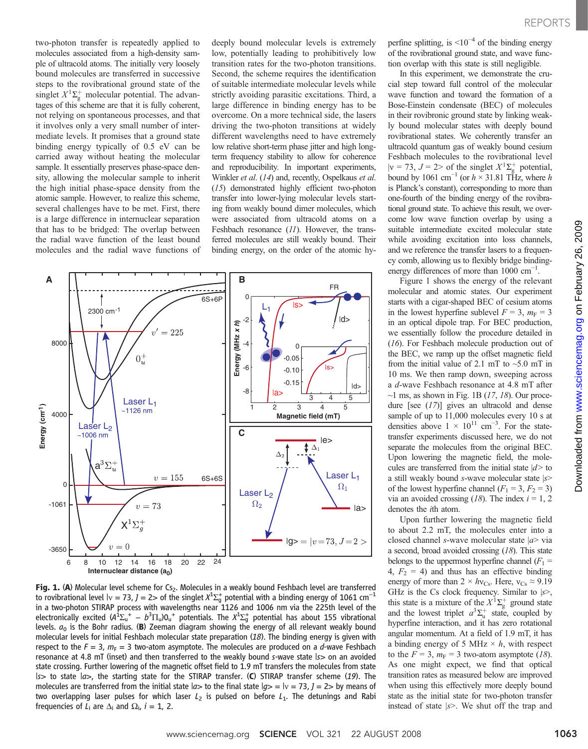two-photon transfer is repeatedly applied to molecules associated from a high-density sample of ultracold atoms. The initially very loosely bound molecules are transferred in successive steps to the rovibrational ground state of the singlet $X^1\Sigma_g^+$ molecular potential. The advantages of this scheme are that it is fully coherent, not relying on spontaneous processes, and that it involves only a very small number of intermediate levels. It promises that a ground state binding energy typically of 0.5 eV can be carried away without heating the molecular sample. It essentially preserves phase-space density, allowing the molecular sample to inherit the high initial phase-space density from the atomic sample. However, to realize this scheme, several challenges have to be met. First, there is a large difference in internuclear separation that has to be bridged: The overlap between the radial wave function of the least bound molecules and the radial wave functions of deeply bound molecular levels is extremely low, potentially leading to prohibitively low transition rates for the two-photon transitions. Second, the scheme requires the identification of suitable intermediate molecular levels while strictly avoiding parasitic excitations. Third, a large difference in binding energy has to be overcome. On a more technical side, the lasers driving the two-photon transitions at widely different wavelengths need to have extremely low relative short-term phase jitter and high long-term frequency stability to allow for coherence and reproducibility. In important experiments, Winkler *et al.* (14) and, recently, Ospelkaus *et al.* (15) demonstrated highly efficient two-photon transfer into lower-lying molecular levels starting from weakly bound dimer molecules, which were associated from ultracold atoms on a Feshbach resonance (11). However, the transferred molecules are still weakly bound. Their binding energy, on the order of the atomic hyperfine splitting, is $<10^{-4}$ of the binding energy of the rovibrational ground state, and wave function overlap with this state is still negligible.

In this experiment, we demonstrate the crucial step toward full control of the molecular wave function and toward the formation of a Bose-Einstein condensate (BEC) of molecules in their rovibronic ground state by linking weakly bound molecular states with deeply bound rovibrational states. We coherently transfer an ultracold quantum gas of weakly bound cesium Feshbach molecules to the rovibrational level $|v = 73, J = 2>$ of the singlet $X^1\Sigma_g^+$ potential, bound by 1061 $cm^{-1}$ (or $h \times 31.81$ THz, where $h$ is Planck's constant), corresponding to more than one-fourth of the binding energy of the rovibrational ground state. To achieve this result, we overcome low wave function overlap by using a suitable intermediate excited molecular state while avoiding excitation into loss channels, and we reference the transfer lasers to a frequency comb, allowing us to flexibly bridge binding-energy differences of more than 1000 $cm^{-1}$.

Figure 1 shows the energy of the relevant molecular and atomic states. Our experiment starts with a cigar-shaped BEC of cesium atoms in the lowest hyperfine sublevel $F = 3$, $m_F = 3$ in an optical dipole trap. For BEC production, we essentially follow the procedure detailed in (16). For Feshbach molecule production out of the BEC, we ramp up the offset magnetic field from the initial value of 2.1 mT to ~5.0 mT in 10 ms. We then ramp down, sweeping across a *d*-wave Feshbach resonance at 4.8 mT after ~1 ms, as shown in Fig. 1B (17, 18). Our procedure [see (17)] gives an ultracold and dense sample of up to 11,000 molecules every 10 s at densities above $1 \times 10^{11}$ $cm^{-3}$. For the state-transfer experiments discussed here, we do not separate the molecules from the original BEC. Upon lowering the magnetic field, the molecules are transferred from the initial state $|d>$ to a still weakly bound *s*-wave molecular state $|s>$ of the lowest hyperfine channel ($F_1 = 3$, $F_2 = 3$) via an avoided crossing (18). The index $i = 1, 2$ denotes the $i$th atom.

Upon further lowering the magnetic field to about 2.2 mT, the molecules enter into a closed channel *s*-wave molecular state $|a>$ via a second, broad avoided crossing (18). This state belongs to the uppermost hyperfine channel ($F_1 = 4$, $F_2 = 4$) and thus has an effective binding energy of more than $2 \times h\nu_{Cs}$. Here, $\nu_{Cs} \approx 9.19$ GHz is the Cs clock frequency. Similar to $|s>$, this state is a mixture of the $X^1\Sigma_g^+$ ground state and the lowest triplet $a^3\Sigma_u^+$ state, coupled by hyperfine interaction, and it has zero rotational angular momentum. At a field of 1.9 mT, it has a binding energy of 5 MHz × $h$, with respect to the $F = 3$, $m_F = 3$ two-atom asymptote (18). As one might expect, we find that optical transition rates as measured below are improved when using this effectively more deeply bound state as the initial state for two-photon transfer instead of state $|s>$. We shut off the trap and

**Fig. 1.** (**A**) Molecular level scheme for $Cs_2$. Molecules in a weakly bound Feshbach level are transferred to rovibrational level $|v = 73, J = 2>$ of the singlet $X^1\Sigma_g^+$ potential with a binding energy of 1061 $cm^{-1}$ in a two-photon STIRAP process with wavelengths near 1126 and 1006 nm via the 225th level of the electronically excited $(A^1\Sigma_u^+ - b^3\Pi_u)0_u^+$ potentials. The $X^1\Sigma_g^+$ potential has about 155 vibrational levels. $a_0$ is the Bohr radius. (**B**) Zeeman diagram showing the energy of all relevant weakly bound molecular levels for initial Feshbach molecular state preparation (18). The binding energy is given with respect to the $F = 3$, $m_F = 3$ two-atom asymptote. The molecules are produced on a *d*-wave Feshbach resonance at 4.8 mT (inset) and then transferred to the weakly bound *s*-wave $|s>$ on an avoided state crossing. Further lowering of the magnetic offset field to 1.9 mT transfers the molecules from state $|s>$ to state $|a>$, the starting state for the STIRAP transfer. (**C**) STIRAP transfer scheme (19). The molecules are transferred from the initial state $|a>$ to the final state $|g> = |v = 73, J = 2>$ by means of two overlapping laser pulses for which laser $L_2$ is pulsed on before $L_1$. The detunings and Rabi frequencies of $L_i$ are $\Delta_i$ and $\Omega_i$, $i = 1, 2$.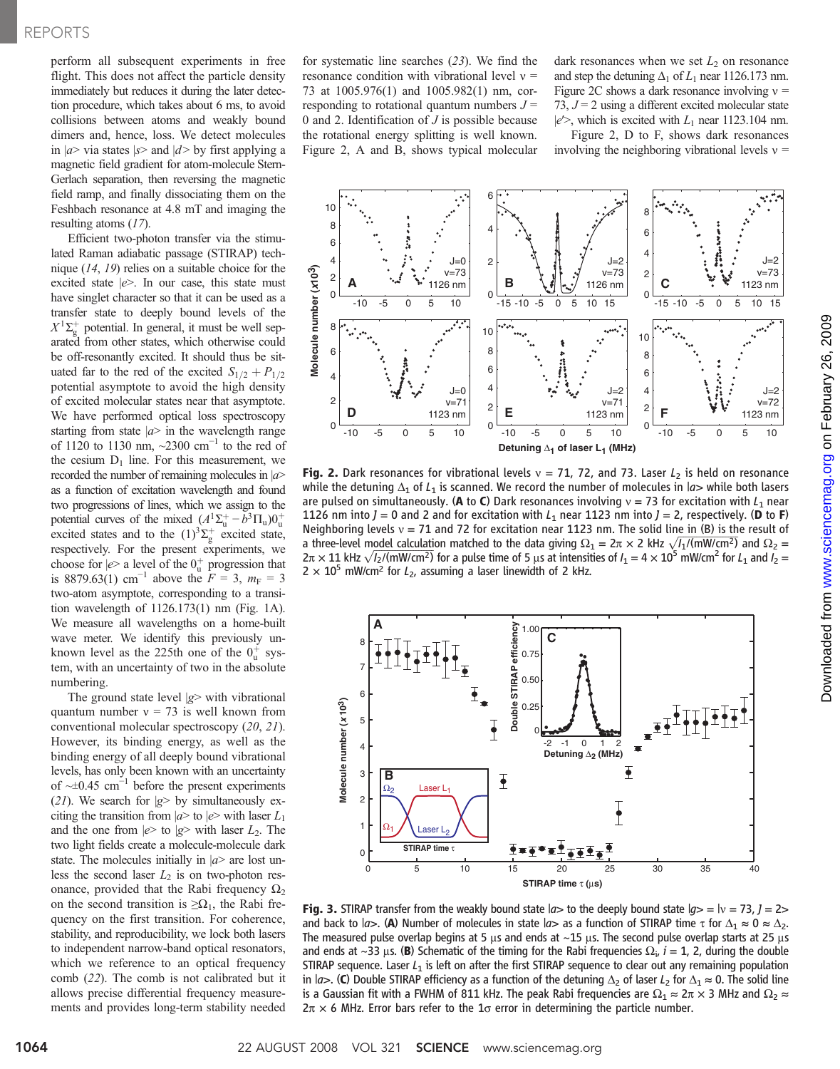perform all subsequent experiments in free flight. This does not affect the particle density immediately but reduces it during the later detection procedure, which takes about 6 ms, to avoid collisions between atoms and weakly bound dimers and, hence, loss. We detect molecules in $|a\rangle$ via states $|s\rangle$ and $|d\rangle$ by first applying a magnetic field gradient for atom-molecule Stern-Gerlach separation, then reversing the magnetic field ramp, and finally dissociating them on the Feshbach resonance at 4.8 mT and imaging the resulting atoms (17).

Efficient two-photon transfer via the stimulated Raman adiabatic passage (STIRAP) technique (14, 19) relies on a suitable choice for the excited state $|e\rangle$. In our case, this state must have singlet character so that it can be used as a transfer state to deeply bound levels of the $X^1\Sigma_g^+$ potential. In general, it must be well separated from other states, which otherwise could be off-resonantly excited. It should thus be situated far to the red of the excited $S_{1/2} + P_{1/2}$ potential asymptote to avoid the high density of excited molecular states near that asymptote. We have performed optical loss spectroscopy starting from state $|a\rangle$ in the wavelength range of 1120 to 1130 nm, ~2300 cm$^{-1}$ to the red of the cesium D$_1$ line. For this measurement, we recorded the number of remaining molecules in $|a\rangle$ as a function of excitation wavelength and found two progressions of lines, which we assign to the potential curves of the mixed $(A^1\Sigma_u^+ - b^3\Pi_u)0_u^+$ excited states and to the $(1)^3\Sigma_g^+$ excited state, respectively. For the present experiments, we choose for $|e\rangle$ a level of the $0_u^+$ progression that is 8879.63(1) cm$^{-1}$ above the $F = 3$, $m_F = 3$ two-atom asymptote, corresponding to a transition wavelength of 1126.173(1) nm (Fig. 1A). We measure all wavelengths on a home-built wave meter. We identify this previously unknown level as the 225th one of the $0_u^+$ system, with an uncertainty of two in the absolute numbering.

The ground state level $|g\rangle$ with vibrational quantum number $\nu = 73$ is well known from conventional molecular spectroscopy (20, 21). However, its binding energy, as well as the binding energy of all deeply bound vibrational levels, has only been known with an uncertainty of ~±0.45 cm$^{-1}$ before the present experiments (21). We search for $|g\rangle$ by simultaneously exciting the transition from $|a\rangle$ to $|e\rangle$ with laser $L_1$ and the one from $|e\rangle$ to $|g\rangle$ with laser $L_2$. The two light fields create a molecule-molecule dark state. The molecules initially in $|a\rangle$ are lost unless the second laser $L_2$ is on two-photon resonance, provided that the Rabi frequency $\Omega_2$ on the second transition is $\geq\Omega_1$, the Rabi frequency on the first transition. For coherence, stability, and reproducibility, we lock both lasers to independent narrow-band optical resonators, which we reference to an optical frequency comb (22). The comb is not calibrated but it allows precise differential frequency measurements and provides long-term stability needed for systematic line searches (23). We find the resonance condition with vibrational level $\nu = 73$ at 1005.976(1) and 1005.982(1) nm, corresponding to rotational quantum numbers $J = 0$ and 2. Identification of $J$ is possible because the rotational energy splitting is well known. Figure 2, A and B, shows typical molecular dark resonances when we set $L_2$ on resonance and step the detuning $\Delta_1$ of $L_1$ near 1126.173 nm. Figure 2C shows a dark resonance involving $\nu = 73$, $J = 2$ using a different excited molecular state $|e'\rangle$, which is excited with $L_1$ near 1123.104 nm.

Figure 2, D to F, shows dark resonances involving the neighboring vibrational levels $\nu =$

**Fig. 2.** Dark resonances for vibrational levels $\nu = 71$, 72, and 73. Laser $L_2$ is held on resonance while the detuning $\Delta_1$ of $L_1$ is scanned. We record the number of molecules in $|a\rangle$ while both lasers are pulsed on simultaneously. (**A** to **C**) Dark resonances involving $\nu = 73$ for excitation with $L_1$ near 1126 nm into $J = 0$ and 2 and for excitation with $L_1$ near 1123 nm into $J = 2$, respectively. (**D** to **F**) Neighboring levels $\nu = 71$ and 72 for excitation near 1123 nm. The solid line in (B) is the result of a three-level model calculation matched to the data giving $\Omega_1 = 2\pi \times 2$ kHz $\sqrt{I_1/(\text{mW/cm}^2)}$ and $\Omega_2 = 2\pi \times 11$ kHz $\sqrt{I_2/(\text{mW/cm}^2)}$ for a pulse time of 5 μs at intensities of $I_1 = 4 \times 10^5$ mW/cm$^2$ for $L_1$ and $I_2 = 2 \times 10^5$ mW/cm$^2$ for $L_2$, assuming a laser linewidth of 2 kHz.

**Fig. 3.** STIRAP transfer from the weakly bound state $|a\rangle$ to the deeply bound state $|g\rangle = |\nu = 73, J = 2\rangle$ and back to $|a\rangle$. (**A**) Number of molecules in state $|a\rangle$ as a function of STIRAP time $\tau$ for $\Delta_1 \approx 0 \approx \Delta_2$. The measured pulse overlap begins at 5 μs and ends at ~15 μs. The second pulse overlap starts at 25 μs and ends at ~33 μs. (**B**) Schematic of the timing for the Rabi frequencies $\Omega_i$, $i = 1, 2$, during the double STIRAP sequence. Laser $L_1$ is left on after the first STIRAP sequence to clear out any remaining population in $|a\rangle$. (**C**) Double STIRAP efficiency as a function of the detuning $\Delta_2$ of laser $L_2$ for $\Delta_1 \approx 0$. The solid line is a Gaussian fit with a FWHM of 811 kHz. The peak Rabi frequencies are $\Omega_1 \approx 2\pi \times 3$ MHz and $\Omega_2 \approx 2\pi \times 6$ MHz. Error bars refer to the 1σ error in determining the particle number.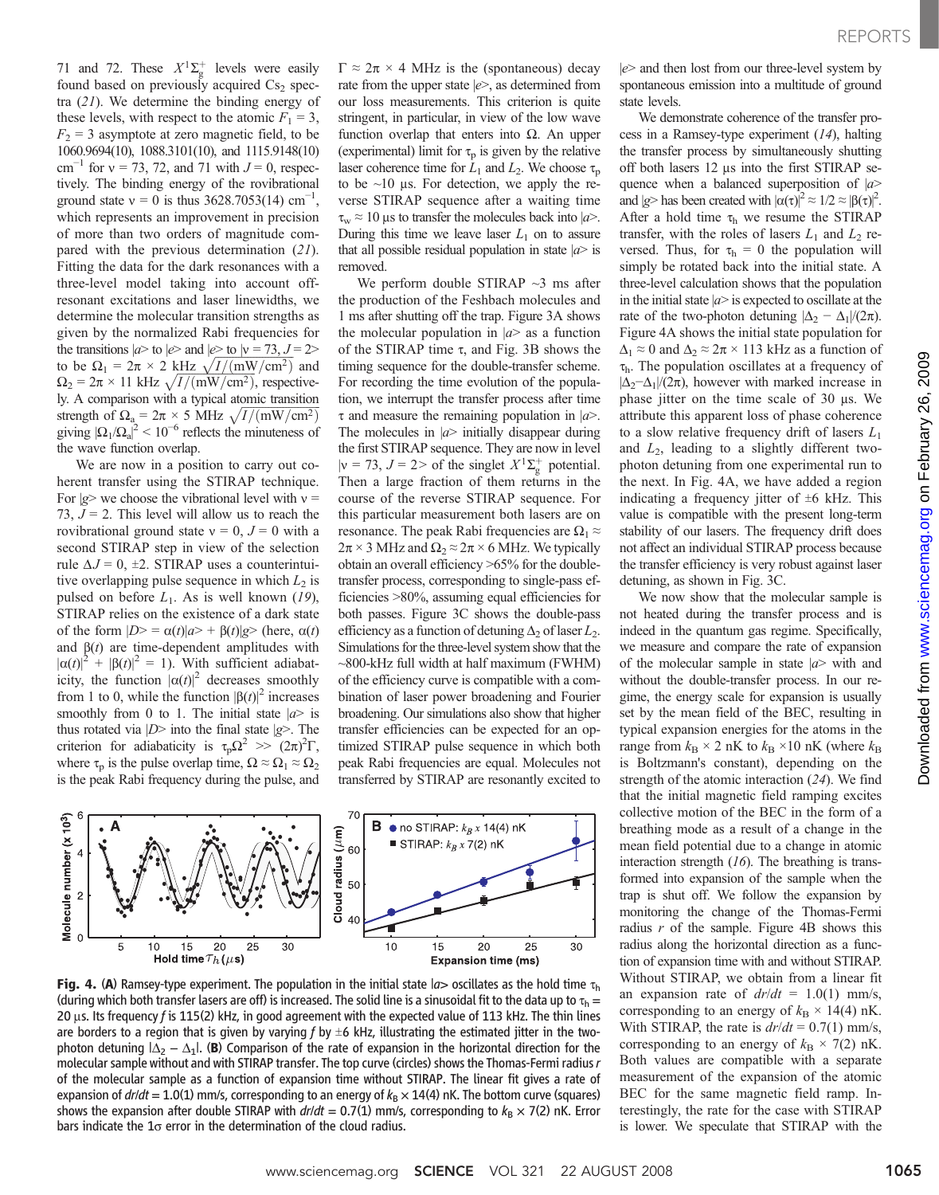71 and 72. These $X^1\Sigma_g^+$ levels were easily found based on previously acquired $Cs_2$ spectra (21). We determine the binding energy of these levels, with respect to the atomic $F_1 = 3$, $F_2 = 3$ asymptote at zero magnetic field, to be 1060.9694(10), 1088.3101(10), and 1115.9148(10) cm$^{-1}$ for v = 73, 72, and 71 with $J = 0$, respectively. The binding energy of the rovibrational ground state v = 0 is thus 3628.7053(14) cm$^{-1}$, which represents an improvement in precision of more than two orders of magnitude compared with the previous determination (21). Fitting the data for the dark resonances with a three-level model taking into account off-resonant excitations and laser linewidths, we determine the molecular transition strengths as given by the normalized Rabi frequencies for the transitions |a> to |e> and |e> to |v = 73, J = 2> to be $\Omega_1 = 2\pi \times 2$ kHz $\sqrt{I/(\mathrm{mW/cm^2})}$ and $\Omega_2 = 2\pi \times 11$ kHz $\sqrt{I/(\mathrm{mW/cm^2})}$, respectively. A comparison with a typical atomic transition strength of $\Omega_a = 2\pi \times 5$ MHz $\sqrt{I/(\mathrm{mW/cm^2})}$ giving $|\Omega_1/\Omega_a|^2 < 10^{-6}$ reflects the minuteness of the wave function overlap.

We are now in a position to carry out coherent transfer using the STIRAP technique. For |g> we choose the vibrational level with v = 73, $J = 2$. This level will allow us to reach the rovibrational ground state v = 0, $J = 0$ with a second STIRAP step in view of the selection rule $\Delta J = 0, \pm 2$. STIRAP uses a counterintuitive overlapping pulse sequence in which $L_2$ is pulsed on before $L_1$. As is well known (19), STIRAP relies on the existence of a dark state of the form $|D\rangle = \alpha(t)|a\rangle + \beta(t)|g\rangle$ (here, $\alpha(t)$ and $\beta(t)$ are time-dependent amplitudes with $|\alpha(t)|^2 + |\beta(t)|^2 = 1$). With sufficient adiabaticity, the function $|\alpha(t)|^2$ decreases smoothly from 1 to 0, while the function $|\beta(t)|^2$ increases smoothly from 0 to 1. The initial state |a> is thus rotated via |D> into the final state |g>. The criterion for adiabaticity is $\tau_p \Omega^2 >> (2\pi)^2 \Gamma$, where $\tau_p$ is the pulse overlap time, $\Omega \approx \Omega_1 \approx \Omega_2$ is the peak Rabi frequency during the pulse, and $\Gamma \approx 2\pi \times 4$ MHz is the (spontaneous) decay rate from the upper state |e>, as determined from our loss measurements. This criterion is quite stringent, in particular, in view of the low wave function overlap that enters into $\Omega$. An upper (experimental) limit for $\tau_p$ is given by the relative laser coherence time for $L_1$ and $L_2$. We choose $\tau_p$ to be ~10 μs. For detection, we apply the reverse STIRAP sequence after a waiting time $\tau_w \approx 10$ μs to transfer the molecules back into |a>. During this time we leave laser $L_1$ on to assure that all possible residual population in state |a> is removed.

We perform double STIRAP ~3 ms after the production of the Feshbach molecules and 1 ms after shutting off the trap. Figure 3A shows the molecular population in |a> as a function of the STIRAP time $\tau$, and Fig. 3B shows the timing sequence for the double-transfer scheme. For recording the time evolution of the population, we interrupt the transfer process after time $\tau$ and measure the remaining population in |a>. The molecules in |a> initially disappear during the first STIRAP sequence. They are now in level |v = 73, J = 2> of the singlet $X^1\Sigma_g^+$ potential. Then a large fraction of them returns in the course of the reverse STIRAP sequence. For this particular measurement both lasers are on resonance. The peak Rabi frequencies are $\Omega_1 \approx 2\pi \times 3$ MHz and $\Omega_2 \approx 2\pi \times 6$ MHz. We typically obtain an overall efficiency >65% for the double-transfer process, corresponding to single-pass efficiencies >80%, assuming equal efficiencies for both passes. Figure 3C shows the double-pass efficiency as a function of detuning $\Delta_2$ of laser $L_2$. Simulations for the three-level system show that the ~800-kHz full width at half maximum (FWHM) of the efficiency curve is compatible with a combination of laser power broadening and Fourier broadening. Our simulations also show that higher transfer efficiencies can be expected for an optimized STIRAP pulse sequence in which both peak Rabi frequencies are equal. Molecules not transferred by STIRAP are resonantly excited to |e> and then lost from our three-level system by spontaneous emission into a multitude of ground state levels.

We demonstrate coherence of the transfer process in a Ramsey-type experiment (14), halting the transfer process by simultaneously shutting off both lasers 12 μs into the first STIRAP sequence when a balanced superposition of |a> and |g> has been created with $|\alpha(\tau)|^2 \approx 1/2 \approx |\beta(\tau)|^2$. After a hold time $\tau_h$ we resume the STIRAP transfer, with the roles of lasers $L_1$ and $L_2$ reversed. Thus, for $\tau_h = 0$ the population will simply be rotated back into the initial state. A three-level calculation shows that the population in the initial state |a> is expected to oscillate at the rate of the two-photon detuning $|\Delta_2 - \Delta_1|/(2\pi)$. Figure 4A shows the initial state population for $\Delta_1 \approx 0$ and $\Delta_2 \approx 2\pi \times 113$ kHz as a function of $\tau_h$. The population oscillates at a frequency of $|\Delta_2 - \Delta_1|/(2\pi)$, however with marked increase in phase jitter on the time scale of 30 μs. We attribute this apparent loss of phase coherence to a slow relative frequency drift of lasers $L_1$ and $L_2$, leading to a slightly different two-photon detuning from one experimental run to the next. In Fig. 4A, we have added a region indicating a frequency jitter of ±6 kHz. This value is compatible with the present long-term stability of our lasers. The frequency drift does not affect an individual STIRAP process because the transfer efficiency is very robust against laser detuning, as shown in Fig. 3C.

We now show that the molecular sample is not heated during the transfer process and is indeed in the quantum gas regime. Specifically, we measure and compare the rate of expansion of the molecular sample in state |a> with and without the double-transfer process. In our regime, the energy scale for expansion is usually set by the mean field of the BEC, resulting in typical expansion energies for the atoms in the range from $k_B \times 2$ nK to $k_B \times 10$ nK (where $k_B$ is Boltzmann's constant), depending on the strength of the atomic interaction (24). We find that the initial magnetic field ramping excites collective motion of the BEC in the form of a breathing mode as a result of a change in the mean field potential due to a change in atomic interaction strength (16). The breathing is transformed into expansion of the sample when the trap is shut off. We follow the expansion by monitoring the change of the Thomas-Fermi radius $r$ of the sample. Figure 4B shows this radius along the horizontal direction as a function of expansion time with and without STIRAP. Without STIRAP, we obtain from a linear fit an expansion rate of $dr/dt = 1.0(1)$ mm/s, corresponding to an energy of $k_B \times 14(4)$ nK. With STIRAP, the rate is $dr/dt = 0.7(1)$ mm/s, corresponding to an energy of $k_B \times 7(2)$ nK. Both values are compatible with a separate measurement of the expansion of the atomic BEC for the same magnetic field ramp. Interestingly, the rate for the case with STIRAP is lower. We speculate that STIRAP with the

**Fig. 4.** (**A**) Ramsey-type experiment. The population in the initial state |a> oscillates as the hold time $\tau_h$ (during which both transfer lasers are off) is increased. The solid line is a sinusoidal fit to the data up to $\tau_h$ = 20 μs. Its frequency $f$ is 115(2) kHz, in good agreement with the expected value of 113 kHz. The thin lines are borders to a region that is given by varying $f$ by ±6 kHz, illustrating the estimated jitter in the two-photon detuning $|\Delta_2 - \Delta_1|$. (**B**) Comparison of the rate of expansion in the horizontal direction for the molecular sample without and with STIRAP transfer. The top curve (circles) shows the Thomas-Fermi radius $r$ of the molecular sample as a function of expansion time without STIRAP. The linear fit gives a rate of expansion of $dr/dt = 1.0(1)$ mm/s, corresponding to an energy of $k_B \times 14(4)$ nK. The bottom curve (squares) shows the expansion after double STIRAP with $dr/dt = 0.7(1)$ mm/s, corresponding to $k_B \times 7(2)$ nK. Error bars indicate the 1σ error in the determination of the cloud radius.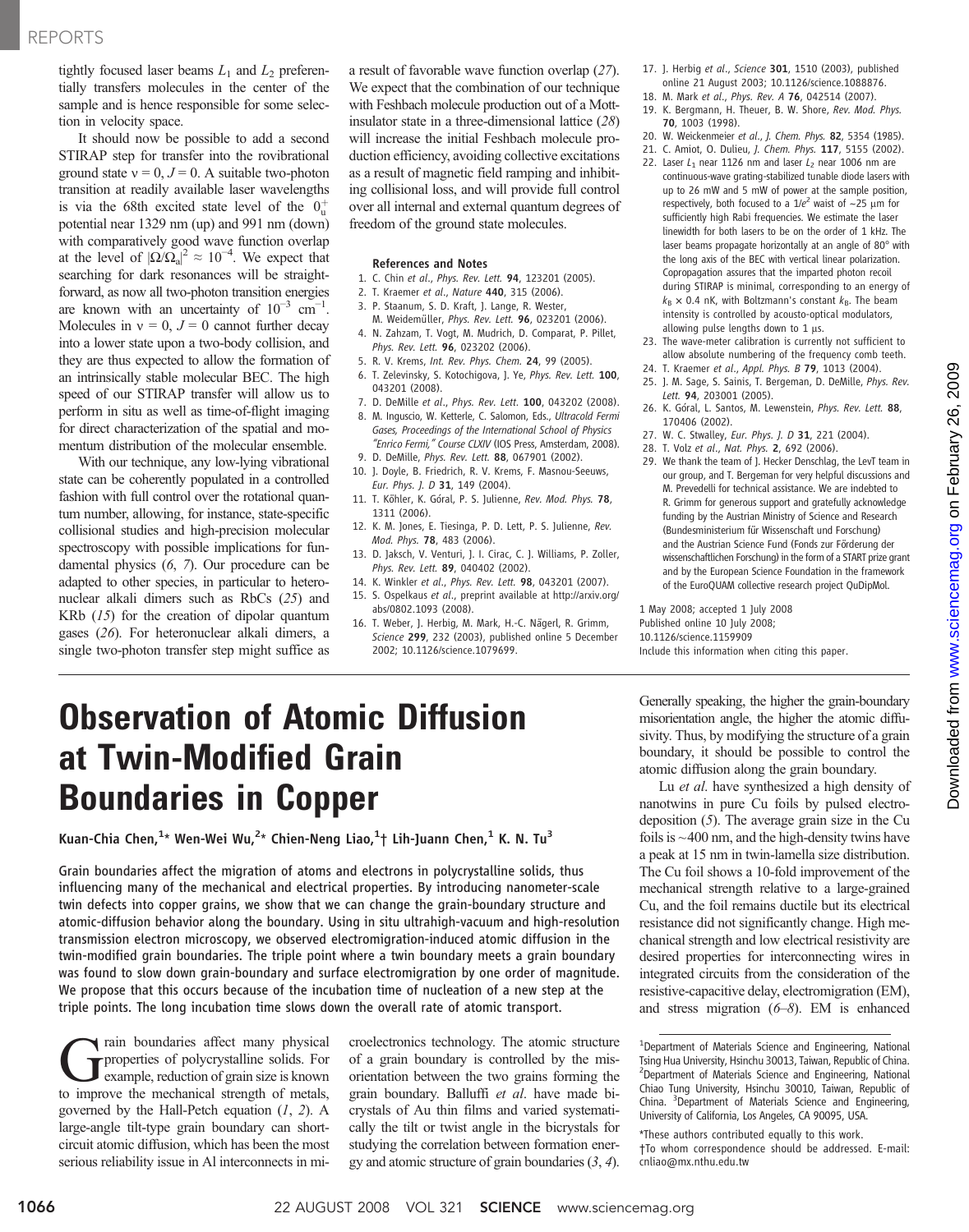tightly focused laser beams $L_1$ and $L_2$ preferentially transfers molecules in the center of the sample and is hence responsible for some selection in velocity space.

It should now be possible to add a second STIRAP step for transfer into the rovibrational ground state $v = 0, J = 0$. A suitable two-photon transition at readily available laser wavelengths is via the 68th excited state level of the $0_u^+$ potential near 1329 nm (up) and 991 nm (down) with comparatively good wave function overlap at the level of $|\Omega/\Omega_a|^2 \approx 10^{-4}$. We expect that searching for dark resonances will be straightforward, as now all two-photon transition energies are known with an uncertainty of $10^{-3}$ cm$^{-1}$. Molecules in $v = 0, J = 0$ cannot further decay into a lower state upon a two-body collision, and they are thus expected to allow the formation of an intrinsically stable molecular BEC. The high speed of our STIRAP transfer will allow us to perform in situ as well as time-of-flight imaging for direct characterization of the spatial and momentum distribution of the molecular ensemble.

With our technique, any low-lying vibrational state can be coherently populated in a controlled fashion with full control over the rotational quantum number, allowing, for instance, state-specific collisional studies and high-precision molecular spectroscopy with possible implications for fundamental physics (*6*, *7*). Our procedure can be adapted to other species, in particular to heteronuclear alkali dimers such as RbCs (*25*) and KRb (*15*) for the creation of dipolar quantum gases (*26*). For heteronuclear alkali dimers, a single two-photon transfer step might suffice as a result of favorable wave function overlap (*27*). We expect that the combination of our technique with Feshbach molecule production out of a Mott-insulator state in a three-dimensional lattice (*28*) will increase the initial Feshbach molecule production efficiency, avoiding collective excitations as a result of magnetic field ramping and inhibiting collisional loss, and will provide full control over all internal and external quantum degrees of freedom of the ground state molecules.

### References and Notes

1. C. Chin *et al.*, *Phys. Rev. Lett.* **94**, 123201 (2005).
2. T. Kraemer *et al.*, *Nature* **440**, 315 (2006).
3. P. Staanum, S. D. Kraft, J. Lange, R. Wester, M. Weidemüller, *Phys. Rev. Lett.* **96**, 023201 (2006).
4. N. Zahzam, T. Vogt, M. Mudrich, D. Comparat, P. Pillet, *Phys. Rev. Lett.* **96**, 023202 (2006).
5. R. V. Krems, *Int. Rev. Phys. Chem.* **24**, 99 (2005).
6. T. Zelevinsky, S. Kotochigova, J. Ye, *Phys. Rev. Lett.* **100**, 043201 (2008).
7. D. DeMille *et al.*, *Phys. Rev. Lett.* **100**, 043202 (2008).
8. M. Inguscio, W. Ketterle, C. Salomon, Eds., *Ultracold Fermi Gases, Proceedings of the International School of Physics "Enrico Fermi," Course CLXIV* (IOS Press, Amsterdam, 2008).
9. D. DeMille, *Phys. Rev. Lett.* **88**, 067901 (2002).
10. J. Doyle, B. Friedrich, R. V. Krems, F. Masnou-Seeuws, *Eur. Phys. J. D* **31**, 149 (2004).
11. T. Köhler, K. Góral, P. S. Julienne, *Rev. Mod. Phys.* **78**, 1311 (2006).
12. K. M. Jones, E. Tiesinga, P. D. Lett, P. S. Julienne, *Rev. Mod. Phys.* **78**, 483 (2006).
13. D. Jaksch, V. Venturi, J. I. Cirac, C. J. Williams, P. Zoller, *Phys. Rev. Lett.* **89**, 040402 (2002).
14. K. Winkler *et al.*, *Phys. Rev. Lett.* **98**, 043201 (2007).
15. S. Ospelkaus *et al.*, preprint available at http://arxiv.org/abs/0802.1093 (2008).
16. T. Weber, J. Herbig, M. Mark, H.-C. Nägerl, R. Grimm, *Science* **299**, 232 (2003), published online 5 December 2002; 10.1126/science.1079699.
17. J. Herbig *et al.*, *Science* **301**, 1510 (2003), published online 21 August 2003; 10.1126/science.1088876.
18. M. Mark *et al.*, *Phys. Rev. A* **76**, 042514 (2007).
19. K. Bergmann, H. Theuer, B. W. Shore, *Rev. Mod. Phys.* **70**, 1003 (1998).
20. W. Weickenmeier *et al.*, *J. Chem. Phys.* **82**, 5354 (1985).
21. C. Amiot, O. Dulieu, *J. Chem. Phys.* **117**, 5155 (2002).
22. Laser $L_1$ near 1126 nm and laser $L_2$ near 1006 nm are continuous-wave grating-stabilized tunable diode lasers with up to 26 mW and 5 mW of power at the sample position, respectively, both focused to a $1/e^2$ waist of ~25 μm for sufficiently high Rabi frequencies. We estimate the laser linewidth for both lasers to be on the order of 1 kHz. The laser beams propagate horizontally at an angle of 80° with the long axis of the BEC with vertical linear polarization. Copropagation assures that the imparted photon recoil during STIRAP is minimal, corresponding to an energy of $k_B \times 0.4$ nK, with Boltzmann's constant $k_B$. The beam intensity is controlled by acousto-optical modulators, allowing pulse lengths down to 1 μs.
23. The wave-meter calibration is currently not sufficient to allow absolute numbering of the frequency comb teeth.
24. T. Kraemer *et al.*, *Appl. Phys. B* **79**, 1013 (2004).
25. J. M. Sage, S. Sainis, T. Bergeman, D. DeMille, *Phys. Rev. Lett.* **94**, 203001 (2005).
26. K. Góral, L. Santos, M. Lewenstein, *Phys. Rev. Lett.* **88**, 170406 (2002).
27. W. C. Stwalley, *Eur. Phys. J. D* **31**, 221 (2004).
28. T. Volz *et al.*, *Nat. Phys.* **2**, 692 (2006).
29. We thank the team of J. Hecker Denschlag, the LevT team in our group, and T. Bergeman for very helpful discussions and M. Prevedelli for technical assistance. We are indebted to R. Grimm for generous support and gratefully acknowledge funding by the Austrian Ministry of Science and Research (Bundesministerium für Wissenschaft und Forschung) and the Austrian Science Fund (Fonds zur Förderung der wissenschaftlichen Forschung) in the form of a START prize grant and by the European Science Foundation in the framework of the EuroQUAM collective research project QuDipMol.

1 May 2008; accepted 1 July 2008
Published online 10 July 2008;
10.1126/science.1159909
Include this information when citing this paper.

# Observation of Atomic Diffusion at Twin-Modified Grain Boundaries in Copper

**Kuan-Chia Chen,[1]\* Wen-Wei Wu,[2]\* Chien-Neng Liao,[1]† Lih-Juann Chen,[1] K. N. Tu[3]**

**Grain boundaries affect the migration of atoms and electrons in polycrystalline solids, thus influencing many of the mechanical and electrical properties. By introducing nanometer-scale twin defects into copper grains, we show that we can change the grain-boundary structure and atomic-diffusion behavior along the boundary. Using in situ ultrahigh-vacuum and high-resolution transmission electron microscopy, we observed electromigration-induced atomic diffusion in the twin-modified grain boundaries. The triple point where a twin boundary meets a grain boundary was found to slow down grain-boundary and surface electromigration by one order of magnitude. We propose that this occurs because of the incubation time of nucleation of a new step at the triple points. The long incubation time slows down the overall rate of atomic transport.**

Grain boundaries affect many physical properties of polycrystalline solids. For example, reduction of grain size is known to improve the mechanical strength of metals, governed by the Hall-Petch equation (*1*, *2*). A large-angle tilt-type grain boundary can short-circuit atomic diffusion, which has been the most serious reliability issue in Al interconnects in microelectronics technology. The atomic structure of a grain boundary is controlled by the misorientation between the two grains forming the grain boundary. Balluffi *et al.* have made bicrystals of Au thin films and varied systematically the tilt or twist angle in the bicrystals for studying the correlation between formation energy and atomic structure of grain boundaries (*3*, *4*). Generally speaking, the higher the grain-boundary misorientation angle, the higher the atomic diffusivity. Thus, by modifying the structure of a grain boundary, it should be possible to control the atomic diffusion along the grain boundary.

Lu *et al.* have synthesized a high density of nanotwins in pure Cu foils by pulsed electrodeposition (*5*). The average grain size in the Cu foils is ~400 nm, and the high-density twins have a peak at 15 nm in twin-lamella size distribution. The Cu foil shows a 10-fold improvement of the mechanical strength relative to a large-grained Cu, and the foil remains ductile but its electrical resistance did not significantly change. High mechanical strength and low electrical resistivity are desired properties for interconnecting wires in integrated circuits from the consideration of the resistive-capacitive delay, electromigration (EM), and stress migration (*6*–*8*). EM is enhanced

[1]Department of Materials Science and Engineering, National Tsing Hua University, Hsinchu 30013, Taiwan, Republic of China. [2]Department of Materials Science and Engineering, National Chiao Tung University, Hsinchu 30010, Taiwan, Republic of China. [3]Department of Materials Science and Engineering, University of California, Los Angeles, CA 90095, USA.

\*These authors contributed equally to this work.
†To whom correspondence should be addressed. E-mail: cnliao@mx.nthu.edu.tw